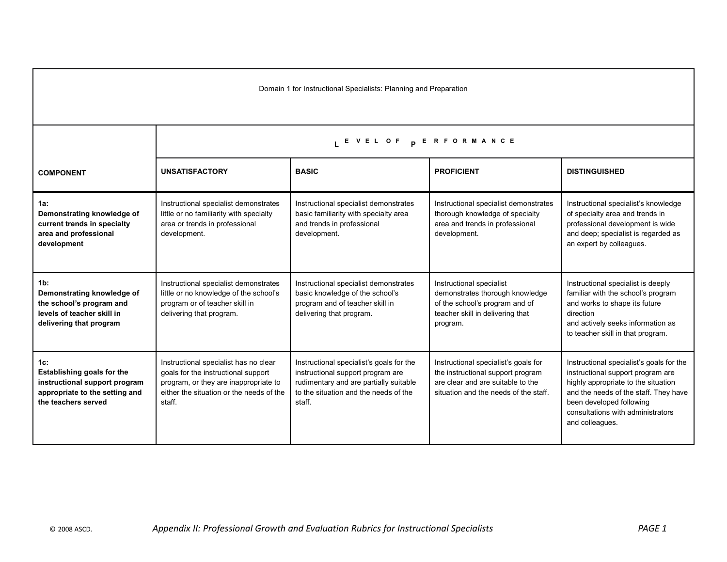| Domain 1 for Instructional Specialists: Planning and Preparation | | | | |
|---|---|---|---|---|
| | LEVEL OF PERFORMANCE | | | |
| **COMPONENT** | **UNSATISFACTORY** | **BASIC** | **PROFICIENT** | **DISTINGUISHED** |
| **1a: Demonstrating knowledge of current trends in specialty area and professional development** | Instructional specialist demonstrates little or no familiarity with specialty area or trends in professional development. | Instructional specialist demonstrates basic familiarity with specialty area and trends in professional development. | Instructional specialist demonstrates thorough knowledge of specialty area and trends in professional development. | Instructional specialist's knowledge of specialty area and trends in professional development is wide and deep; specialist is regarded as an expert by colleagues. |
| **1b: Demonstrating knowledge of the school's program and levels of teacher skill in delivering that program** | Instructional specialist demonstrates little or no knowledge of the school's program or of teacher skill in delivering that program. | Instructional specialist demonstrates basic knowledge of the school's program and of teacher skill in delivering that program. | Instructional specialist demonstrates thorough knowledge of the school's program and of teacher skill in delivering that program. | Instructional specialist is deeply familiar with the school's program and works to shape its future direction and actively seeks information as to teacher skill in that program. |
| **1c: Establishing goals for the instructional support program appropriate to the setting and the teachers served** | Instructional specialist has no clear goals for the instructional support program, or they are inappropriate to either the situation or the needs of the staff. | Instructional specialist's goals for the instructional support program are rudimentary and are partially suitable to the situation and the needs of the staff. | Instructional specialist's goals for the instructional support program are clear and are suitable to the situation and the needs of the staff. | Instructional specialist's goals for the instructional support program are highly appropriate to the situation and the needs of the staff. They have been developed following consultations with administrators and colleagues. |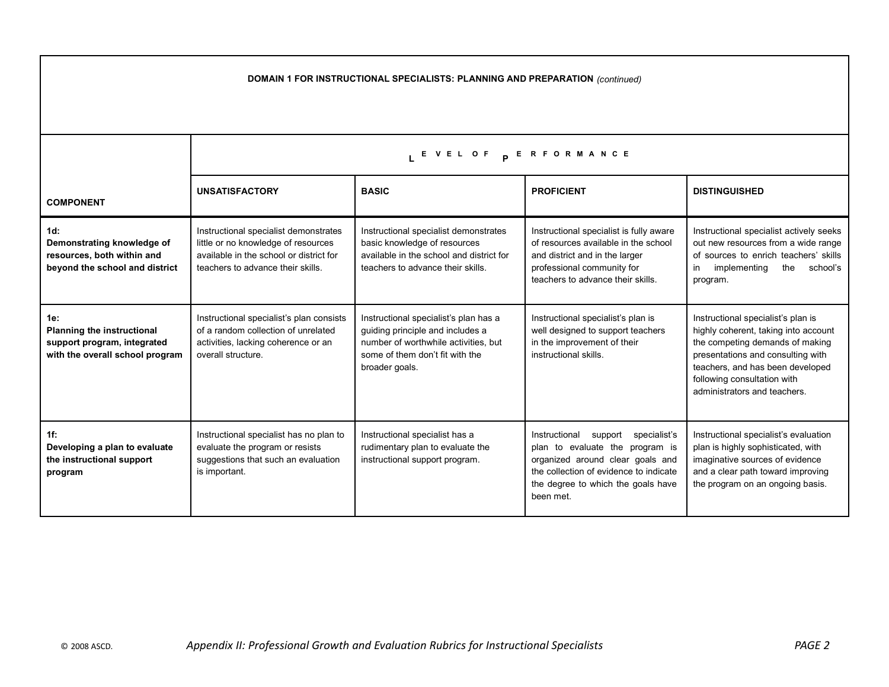**DOMAIN 1 FOR INSTRUCTIONAL SPECIALISTS: PLANNING AND PREPARATION** *(continued)*

| COMPONENT | LEVEL OF PERFORMANCE | | | |
|---|---|---|---|---|
| | **UNSATISFACTORY** | **BASIC** | **PROFICIENT** | **DISTINGUISHED** |
| **1d: Demonstrating knowledge of resources, both within and beyond the school and district** | Instructional specialist demonstrates little or no knowledge of resources available in the school or district for teachers to advance their skills. | Instructional specialist demonstrates basic knowledge of resources available in the school and district for teachers to advance their skills. | Instructional specialist is fully aware of resources available in the school and district and in the larger professional community for teachers to advance their skills. | Instructional specialist actively seeks out new resources from a wide range of sources to enrich teachers' skills in implementing the school's program. |
| **1e: Planning the instructional support program, integrated with the overall school program** | Instructional specialist's plan consists of a random collection of unrelated activities, lacking coherence or an overall structure. | Instructional specialist's plan has a guiding principle and includes a number of worthwhile activities, but some of them don't fit with the broader goals. | Instructional specialist's plan is well designed to support teachers in the improvement of their instructional skills. | Instructional specialist's plan is highly coherent, taking into account the competing demands of making presentations and consulting with teachers, and has been developed following consultation with administrators and teachers. |
| **1f: Developing a plan to evaluate the instructional support program** | Instructional specialist has no plan to evaluate the program or resists suggestions that such an evaluation is important. | Instructional specialist has a rudimentary plan to evaluate the instructional support program. | Instructional support specialist's plan to evaluate the program is organized around clear goals and the collection of evidence to indicate the degree to which the goals have been met. | Instructional specialist's evaluation plan is highly sophisticated, with imaginative sources of evidence and a clear path toward improving the program on an ongoing basis. |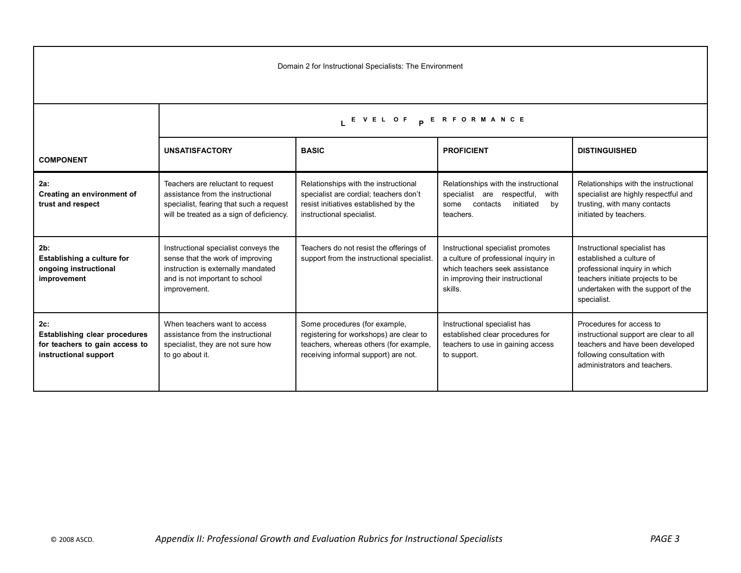| Domain 2 for Instructional Specialists: The Environment | | | | |
|---|---|---|---|---|
| | LEVEL OF PERFORMANCE | | | |
| **COMPONENT** | **UNSATISFACTORY** | **BASIC** | **PROFICIENT** | **DISTINGUISHED** |
| **2a: Creating an environment of trust and respect** | Teachers are reluctant to request assistance from the instructional specialist, fearing that such a request will be treated as a sign of deficiency. | Relationships with the instructional specialist are cordial; teachers don't resist initiatives established by the instructional specialist. | Relationships with the instructional specialist are respectful, with some contacts initiated by teachers. | Relationships with the instructional specialist are highly respectful and trusting, with many contacts initiated by teachers. |
| **2b: Establishing a culture for ongoing instructional improvement** | Instructional specialist conveys the sense that the work of improving instruction is externally mandated and is not important to school improvement. | Teachers do not resist the offerings of support from the instructional specialist. | Instructional specialist promotes a culture of professional inquiry in which teachers seek assistance in improving their instructional skills. | Instructional specialist has established a culture of professional inquiry in which teachers initiate projects to be undertaken with the support of the specialist. |
| **2c: Establishing clear procedures for teachers to gain access to instructional support** | When teachers want to access assistance from the instructional specialist, they are not sure how to go about it. | Some procedures (for example, registering for workshops) are clear to teachers, whereas others (for example, receiving informal support) are not. | Instructional specialist has established clear procedures for teachers to use in gaining access to support. | Procedures for access to instructional support are clear to all teachers and have been developed following consultation with administrators and teachers. |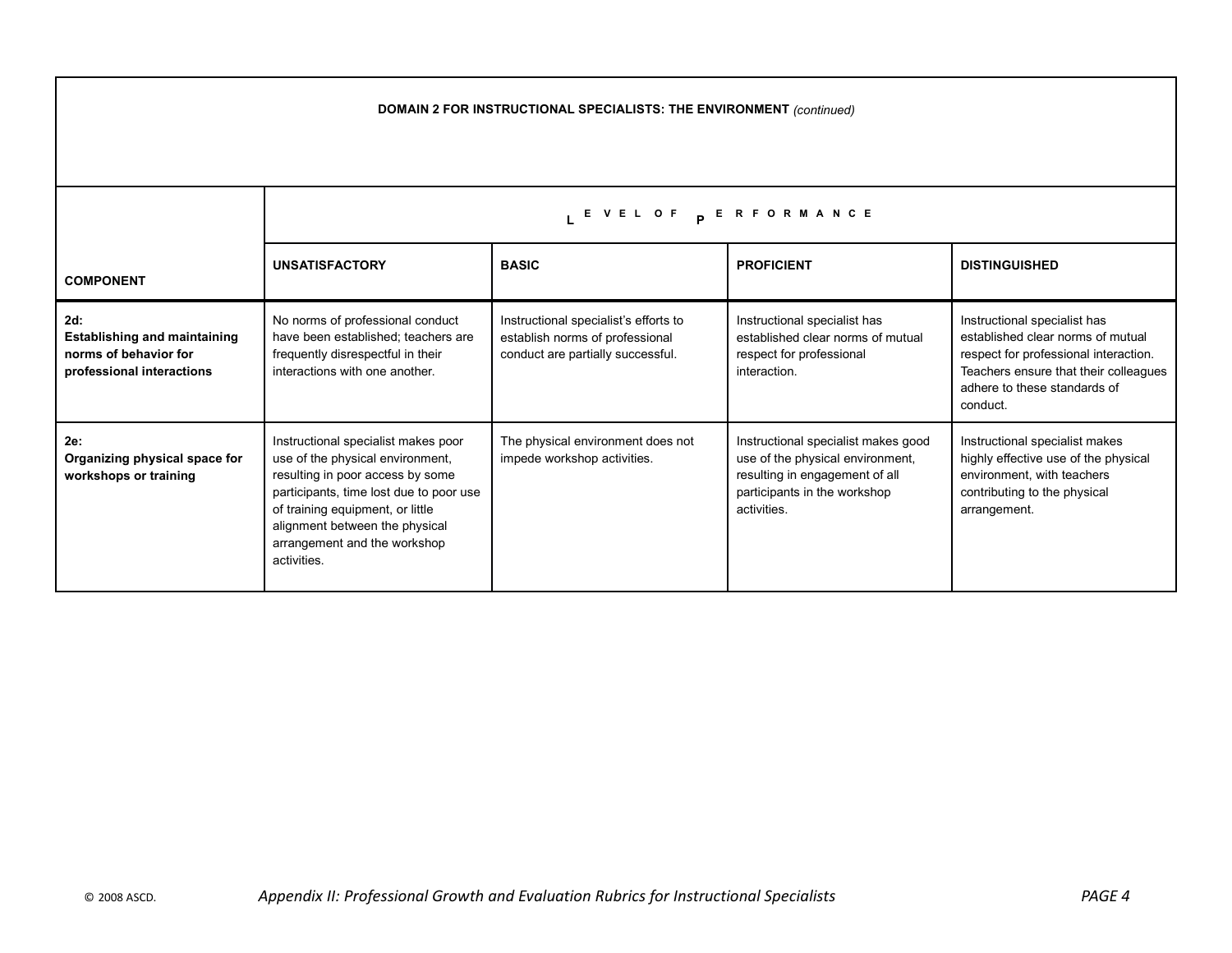| DOMAIN 2 FOR INSTRUCTIONAL SPECIALISTS: THE ENVIRONMENT *(continued)* | | | | |
|---|---|---|---|---|
| | LEVEL OF PERFORMANCE | | | |
| **COMPONENT** | **UNSATISFACTORY** | **BASIC** | **PROFICIENT** | **DISTINGUISHED** |
| **2d: Establishing and maintaining norms of behavior for professional interactions** | No norms of professional conduct have been established; teachers are frequently disrespectful in their interactions with one another. | Instructional specialist's efforts to establish norms of professional conduct are partially successful. | Instructional specialist has established clear norms of mutual respect for professional interaction. | Instructional specialist has established clear norms of mutual respect for professional interaction. Teachers ensure that their colleagues adhere to these standards of conduct. |
| **2e: Organizing physical space for workshops or training** | Instructional specialist makes poor use of the physical environment, resulting in poor access by some participants, time lost due to poor use of training equipment, or little alignment between the physical arrangement and the workshop activities. | The physical environment does not impede workshop activities. | Instructional specialist makes good use of the physical environment, resulting in engagement of all participants in the workshop activities. | Instructional specialist makes highly effective use of the physical environment, with teachers contributing to the physical arrangement. |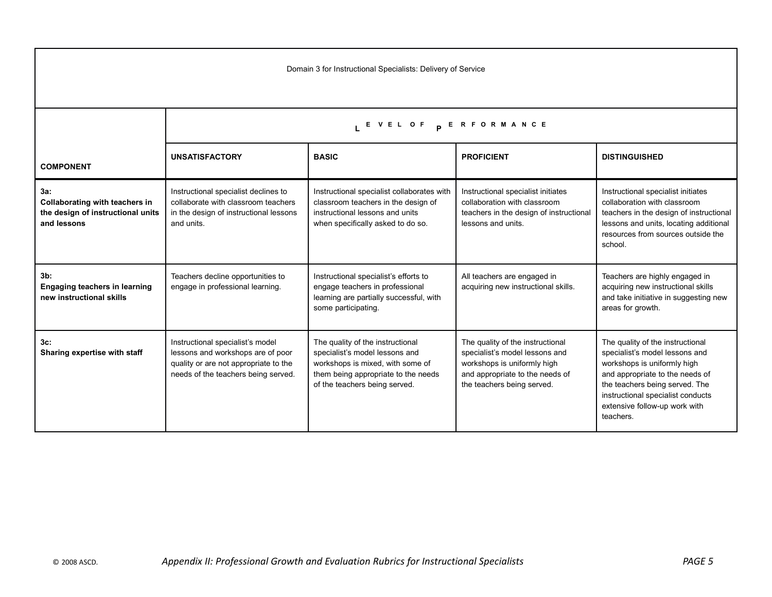Domain 3 for Instructional Specialists: Delivery of Service

| COMPONENT | LEVEL OF PERFORMANCE | | | |
|---|---|---|---|---|
| | **UNSATISFACTORY** | **BASIC** | **PROFICIENT** | **DISTINGUISHED** |
| **3a: Collaborating with teachers in the design of instructional units and lessons** | Instructional specialist declines to collaborate with classroom teachers in the design of instructional lessons and units. | Instructional specialist collaborates with classroom teachers in the design of instructional lessons and units when specifically asked to do so. | Instructional specialist initiates collaboration with classroom teachers in the design of instructional lessons and units. | Instructional specialist initiates collaboration with classroom teachers in the design of instructional lessons and units, locating additional resources from sources outside the school. |
| **3b: Engaging teachers in learning new instructional skills** | Teachers decline opportunities to engage in professional learning. | Instructional specialist's efforts to engage teachers in professional learning are partially successful, with some participating. | All teachers are engaged in acquiring new instructional skills. | Teachers are highly engaged in acquiring new instructional skills and take initiative in suggesting new areas for growth. |
| **3c: Sharing expertise with staff** | Instructional specialist's model lessons and workshops are of poor quality or are not appropriate to the needs of the teachers being served. | The quality of the instructional specialist's model lessons and workshops is mixed, with some of them being appropriate to the needs of the teachers being served. | The quality of the instructional specialist's model lessons and workshops is uniformly high and appropriate to the needs of the teachers being served. | The quality of the instructional specialist's model lessons and workshops is uniformly high and appropriate to the needs of the teachers being served. The instructional specialist conducts extensive follow-up work with teachers. |

© 2008 ASCD. *Appendix II: Professional Growth and Evaluation Rubrics for Instructional Specialists*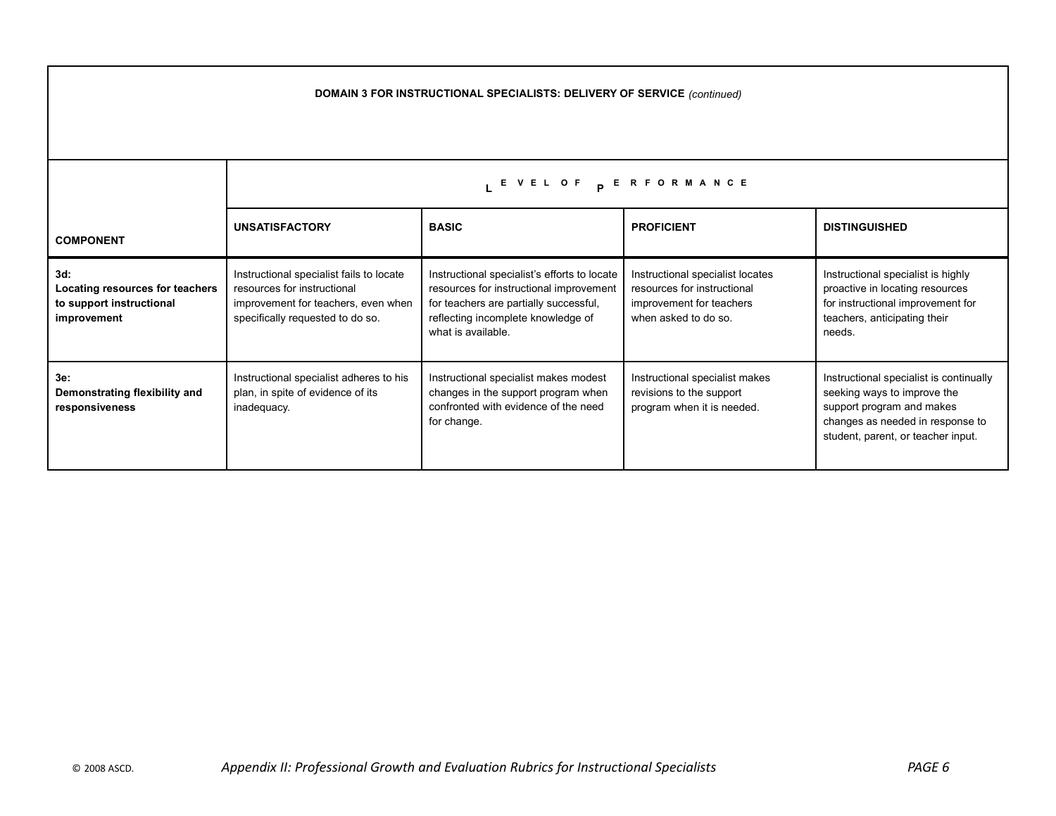| DOMAIN 3 FOR INSTRUCTIONAL SPECIALISTS: DELIVERY OF SERVICE *(continued)* | | | | |
|---|---|---|---|---|
| | LEVEL OF PERFORMANCE | | | |
| **COMPONENT** | **UNSATISFACTORY** | **BASIC** | **PROFICIENT** | **DISTINGUISHED** |
| **3d: Locating resources for teachers to support instructional improvement** | Instructional specialist fails to locate resources for instructional improvement for teachers, even when specifically requested to do so. | Instructional specialist's efforts to locate resources for instructional improvement for teachers are partially successful, reflecting incomplete knowledge of what is available. | Instructional specialist locates resources for instructional improvement for teachers when asked to do so. | Instructional specialist is highly proactive in locating resources for instructional improvement for teachers, anticipating their needs. |
| **3e: Demonstrating flexibility and responsiveness** | Instructional specialist adheres to his plan, in spite of evidence of its inadequacy. | Instructional specialist makes modest changes in the support program when confronted with evidence of the need for change. | Instructional specialist makes revisions to the support program when it is needed. | Instructional specialist is continually seeking ways to improve the support program and makes changes as needed in response to student, parent, or teacher input. |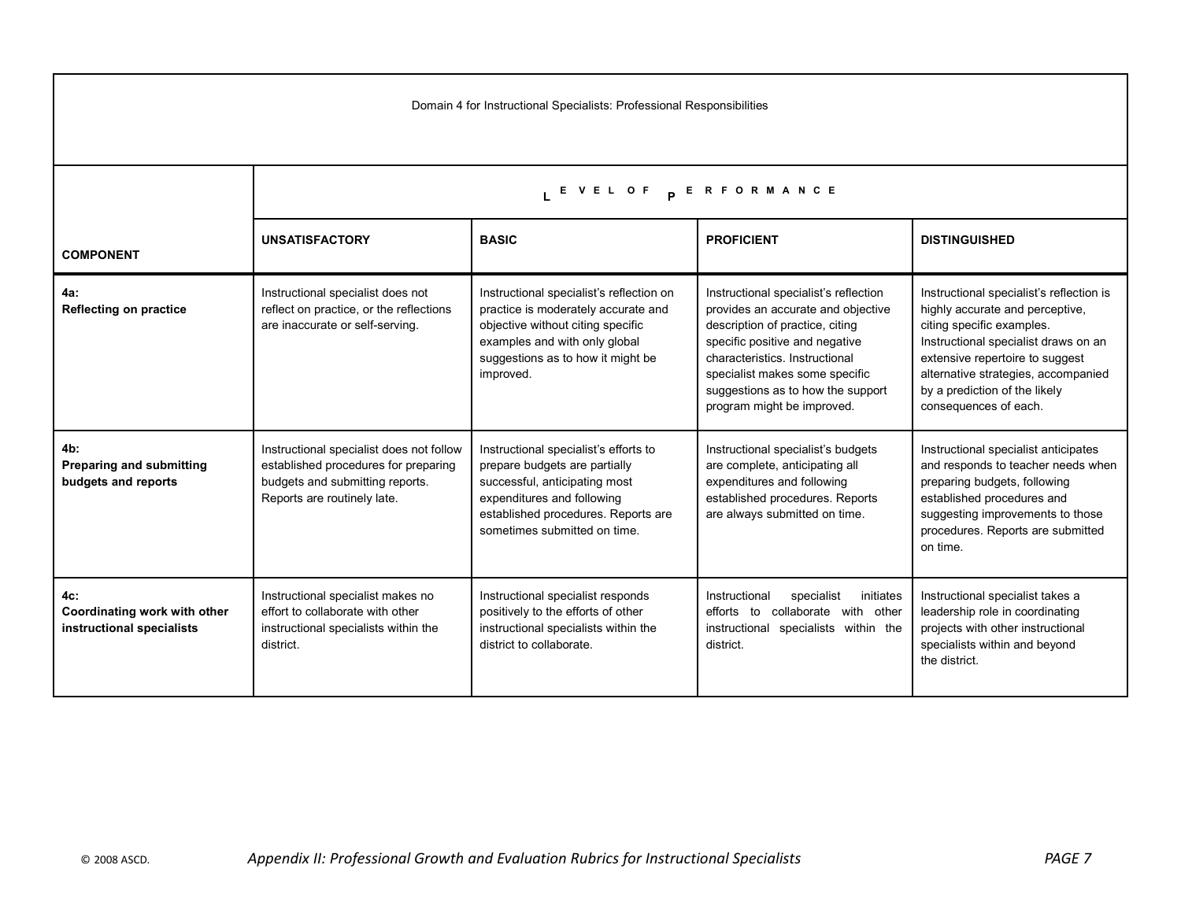Domain 4 for Instructional Specialists: Professional Responsibilities

| | LEVEL OF PERFORMANCE | | | |
|---|---|---|---|---|
| **COMPONENT** | **UNSATISFACTORY** | **BASIC** | **PROFICIENT** | **DISTINGUISHED** |
| **4a: Reflecting on practice** | Instructional specialist does not reflect on practice, or the reflections are inaccurate or self-serving. | Instructional specialist's reflection on practice is moderately accurate and objective without citing specific examples and with only global suggestions as to how it might be improved. | Instructional specialist's reflection provides an accurate and objective description of practice, citing specific positive and negative characteristics. Instructional specialist makes some specific suggestions as to how the support program might be improved. | Instructional specialist's reflection is highly accurate and perceptive, citing specific examples. Instructional specialist draws on an extensive repertoire to suggest alternative strategies, accompanied by a prediction of the likely consequences of each. |
| **4b: Preparing and submitting budgets and reports** | Instructional specialist does not follow established procedures for preparing budgets and submitting reports. Reports are routinely late. | Instructional specialist's efforts to prepare budgets are partially successful, anticipating most expenditures and following established procedures. Reports are sometimes submitted on time. | Instructional specialist's budgets are complete, anticipating all expenditures and following established procedures. Reports are always submitted on time. | Instructional specialist anticipates and responds to teacher needs when preparing budgets, following established procedures and suggesting improvements to those procedures. Reports are submitted on time. |
| **4c: Coordinating work with other instructional specialists** | Instructional specialist makes no effort to collaborate with other instructional specialists within the district. | Instructional specialist responds positively to the efforts of other instructional specialists within the district to collaborate. | Instructional specialist initiates efforts to collaborate with other instructional specialists within the district. | Instructional specialist takes a leadership role in coordinating projects with other instructional specialists within and beyond the district. |

© 2008 ASCD. *Appendix II: Professional Growth and Evaluation Rubrics for Instructional Specialists*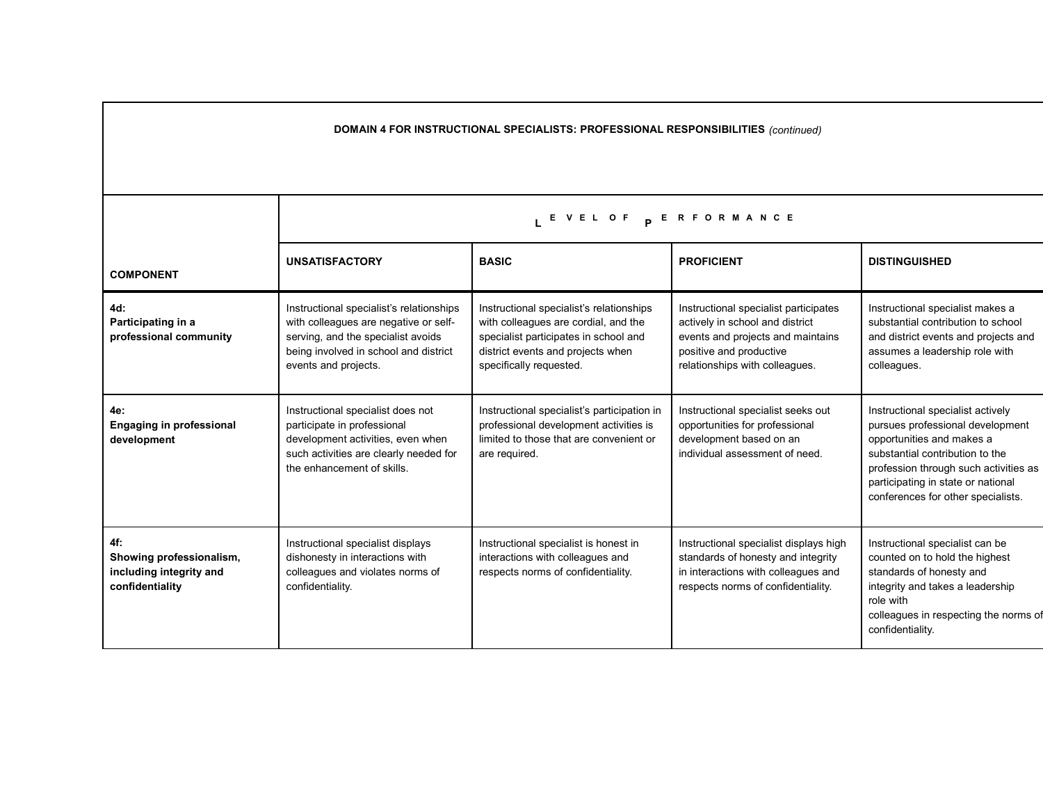| DOMAIN 4 FOR INSTRUCTIONAL SPECIALISTS: PROFESSIONAL RESPONSIBILITIES *(continued)* | | | | |
|---|---|---|---|---|
| | LEVEL OF PERFORMANCE | | | |
| **COMPONENT** | **UNSATISFACTORY** | **BASIC** | **PROFICIENT** | **DISTINGUISHED** |
| **4d: Participating in a professional community** | Instructional specialist's relationships with colleagues are negative or self-serving, and the specialist avoids being involved in school and district events and projects. | Instructional specialist's relationships with colleagues are cordial, and the specialist participates in school and district events and projects when specifically requested. | Instructional specialist participates actively in school and district events and projects and maintains positive and productive relationships with colleagues. | Instructional specialist makes a substantial contribution to school and district events and projects and assumes a leadership role with colleagues. |
| **4e: Engaging in professional development** | Instructional specialist does not participate in professional development activities, even when such activities are clearly needed for the enhancement of skills. | Instructional specialist's participation in professional development activities is limited to those that are convenient or are required. | Instructional specialist seeks out opportunities for professional development based on an individual assessment of need. | Instructional specialist actively pursues professional development opportunities and makes a substantial contribution to the profession through such activities as participating in state or national conferences for other specialists. |
| **4f: Showing professionalism, including integrity and confidentiality** | Instructional specialist displays dishonesty in interactions with colleagues and violates norms of confidentiality. | Instructional specialist is honest in interactions with colleagues and respects norms of confidentiality. | Instructional specialist displays high standards of honesty and integrity in interactions with colleagues and respects norms of confidentiality. | Instructional specialist can be counted on to hold the highest standards of honesty and integrity and takes a leadership role with colleagues in respecting the norms of confidentiality. |